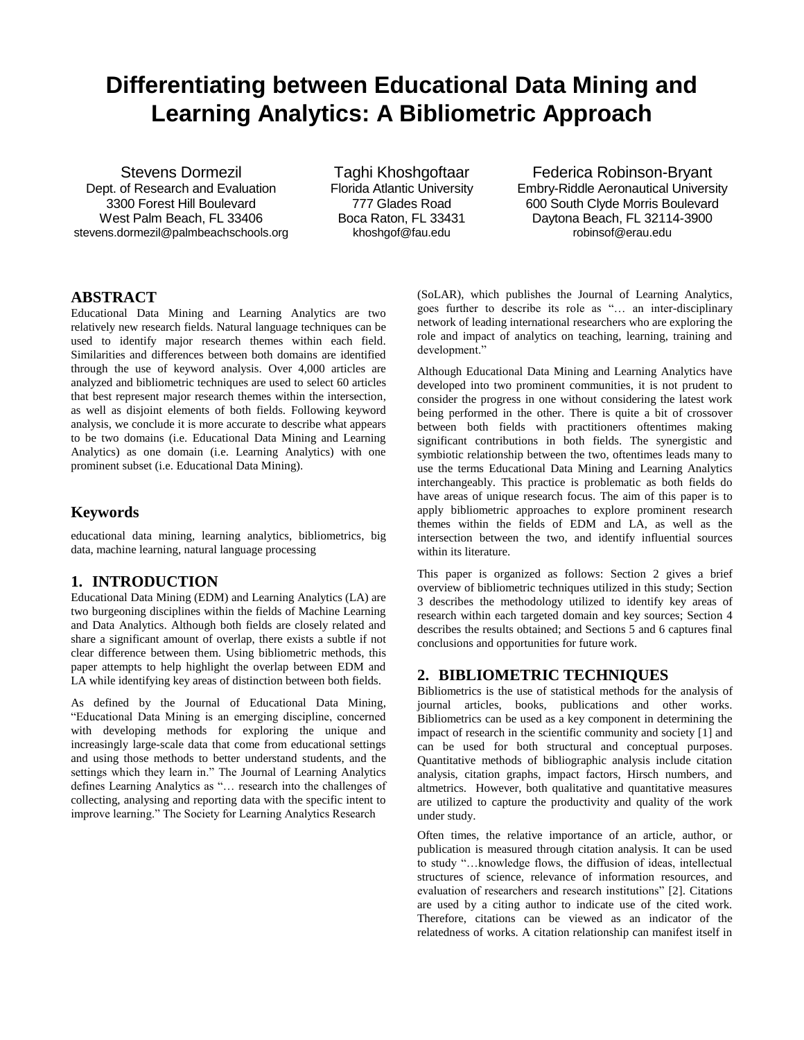# Differentiating between Educational Data Mining and Learning Analytics: A Bibliometric Approach

Stevens Dormezil
Dept. of Research and Evaluation
3300 Forest Hill Boulevard
West Palm Beach, FL 33406
stevens.dormezil@palmbeachschools.org

Taghi Khoshgoftaar
Florida Atlantic University
777 Glades Road
Boca Raton, FL 33431
khoshgof@fau.edu

Federica Robinson-Bryant
Embry-Riddle Aeronautical University
600 South Clyde Morris Boulevard
Daytona Beach, FL 32114-3900
robinsof@erau.edu

## ABSTRACT

Educational Data Mining and Learning Analytics are two relatively new research fields. Natural language techniques can be used to identify major research themes within each field. Similarities and differences between both domains are identified through the use of keyword analysis. Over 4,000 articles are analyzed and bibliometric techniques are used to select 60 articles that best represent major research themes within the intersection, as well as disjoint elements of both fields. Following keyword analysis, we conclude it is more accurate to describe what appears to be two domains (i.e. Educational Data Mining and Learning Analytics) as one domain (i.e. Learning Analytics) with one prominent subset (i.e. Educational Data Mining).

## Keywords

educational data mining, learning analytics, bibliometrics, big data, machine learning, natural language processing

## 1. INTRODUCTION

Educational Data Mining (EDM) and Learning Analytics (LA) are two burgeoning disciplines within the fields of Machine Learning and Data Analytics. Although both fields are closely related and share a significant amount of overlap, there exists a subtle if not clear difference between them. Using bibliometric methods, this paper attempts to help highlight the overlap between EDM and LA while identifying key areas of distinction between both fields.

As defined by the Journal of Educational Data Mining, "Educational Data Mining is an emerging discipline, concerned with developing methods for exploring the unique and increasingly large-scale data that come from educational settings and using those methods to better understand students, and the settings which they learn in." The Journal of Learning Analytics defines Learning Analytics as "… research into the challenges of collecting, analysing and reporting data with the specific intent to improve learning." The Society for Learning Analytics Research (SoLAR), which publishes the Journal of Learning Analytics, goes further to describe its role as "… an inter-disciplinary network of leading international researchers who are exploring the role and impact of analytics on teaching, learning, training and development."

Although Educational Data Mining and Learning Analytics have developed into two prominent communities, it is not prudent to consider the progress in one without considering the latest work being performed in the other. There is quite a bit of crossover between both fields with practitioners oftentimes making significant contributions in both fields. The synergistic and symbiotic relationship between the two, oftentimes leads many to use the terms Educational Data Mining and Learning Analytics interchangeably. This practice is problematic as both fields do have areas of unique research focus. The aim of this paper is to apply bibliometric approaches to explore prominent research themes within the fields of EDM and LA, as well as the intersection between the two, and identify influential sources within its literature.

This paper is organized as follows: Section 2 gives a brief overview of bibliometric techniques utilized in this study; Section 3 describes the methodology utilized to identify key areas of research within each targeted domain and key sources; Section 4 describes the results obtained; and Sections 5 and 6 captures final conclusions and opportunities for future work.

## 2. BIBLIOMETRIC TECHNIQUES

Bibliometrics is the use of statistical methods for the analysis of journal articles, books, publications and other works. Bibliometrics can be used as a key component in determining the impact of research in the scientific community and society [1] and can be used for both structural and conceptual purposes. Quantitative methods of bibliographic analysis include citation analysis, citation graphs, impact factors, Hirsch numbers, and altmetrics. However, both qualitative and quantitative measures are utilized to capture the productivity and quality of the work under study.

Often times, the relative importance of an article, author, or publication is measured through citation analysis. It can be used to study "…knowledge flows, the diffusion of ideas, intellectual structures of science, relevance of information resources, and evaluation of researchers and research institutions" [2]. Citations are used by a citing author to indicate use of the cited work. Therefore, citations can be viewed as an indicator of the relatedness of works. A citation relationship can manifest itself in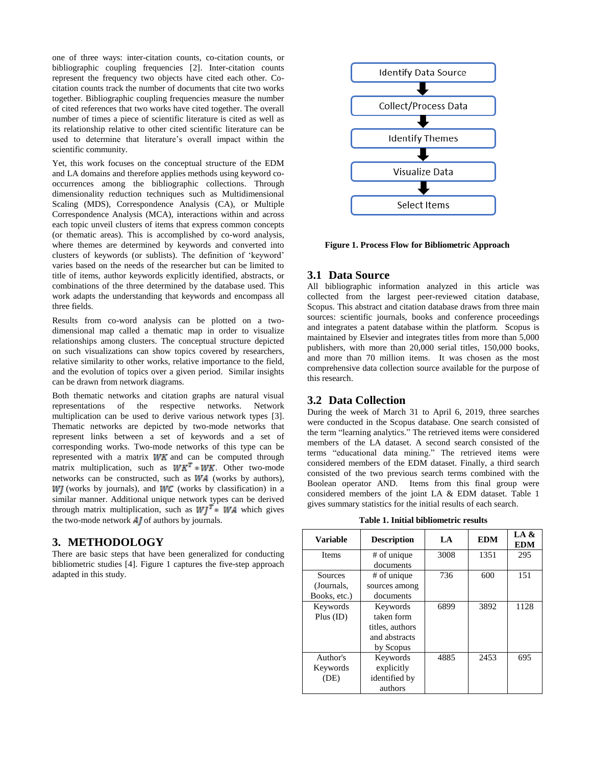one of three ways: inter-citation counts, co-citation counts, or bibliographic coupling frequencies [2]. Inter-citation counts represent the frequency two objects have cited each other. Co-citation counts track the number of documents that cite two works together. Bibliographic coupling frequencies measure the number of cited references that two works have cited together. The overall number of times a piece of scientific literature is cited as well as its relationship relative to other cited scientific literature can be used to determine that literature's overall impact within the scientific community.

Yet, this work focuses on the conceptual structure of the EDM and LA domains and therefore applies methods using keyword co-occurrences among the bibliographic collections. Through dimensionality reduction techniques such as Multidimensional Scaling (MDS), Correspondence Analysis (CA), or Multiple Correspondence Analysis (MCA), interactions within and across each topic unveil clusters of items that express common concepts (or thematic areas). This is accomplished by co-word analysis, where themes are determined by keywords and converted into clusters of keywords (or sublists). The definition of 'keyword' varies based on the needs of the researcher but can be limited to title of items, author keywords explicitly identified, abstracts, or combinations of the three determined by the database used. This work adapts the understanding that keywords and encompass all three fields.

Results from co-word analysis can be plotted on a two-dimensional map called a thematic map in order to visualize relationships among clusters. The conceptual structure depicted on such visualizations can show topics covered by researchers, relative similarity to other works, relative importance to the field, and the evolution of topics over a given period. Similar insights can be drawn from network diagrams.

Both thematic networks and citation graphs are natural visual representations of the respective networks. Network multiplication can be used to derive various network types [3]. Thematic networks are depicted by two-mode networks that represent links between a set of keywords and a set of corresponding works. Two-mode networks of this type can be represented with a matrix $WK$ and can be computed through matrix multiplication, such as $WK^T * WK$. Other two-mode networks can be constructed, such as $WA$ (works by authors), $WJ$ (works by journals), and $WC$ (works by classification) in a similar manner. Additional unique network types can be derived through matrix multiplication, such as $WJ^T * WA$ which gives the two-mode network $AJ$ of authors by journals.

## 3. METHODOLOGY

There are basic steps that have been generalized for conducting bibliometric studies [4]. Figure 1 captures the five-step approach adapted in this study.

Identify Data Source → Collect/Process Data → Identify Themes → Visualize Data → Select Items

**Figure 1. Process Flow for Bibliometric Approach**

### 3.1 Data Source

All bibliographic information analyzed in this article was collected from the largest peer-reviewed citation database, Scopus. This abstract and citation database draws from three main sources: scientific journals, books and conference proceedings and integrates a patent database within the platform. Scopus is maintained by Elsevier and integrates titles from more than 5,000 publishers, with more than 20,000 serial titles, 150,000 books, and more than 70 million items. It was chosen as the most comprehensive data collection source available for the purpose of this research.

### 3.2 Data Collection

During the week of March 31 to April 6, 2019, three searches were conducted in the Scopus database. One search consisted of the term "learning analytics." The retrieved items were considered members of the LA dataset. A second search consisted of the terms "educational data mining." The retrieved items were considered members of the EDM dataset. Finally, a third search consisted of the two previous search terms combined with the Boolean operator AND. Items from this final group were considered members of the joint LA & EDM dataset. Table 1 gives summary statistics for the initial results of each search.

**Table 1. Initial bibliometric results**

| Variable | Description | LA | EDM | LA & EDM |
|---|---|---|---|---|
| Items | # of unique documents | 3008 | 1351 | 295 |
| Sources (Journals, Books, etc.) | # of unique sources among documents | 736 | 600 | 151 |
| Keywords Plus (ID) | Keywords taken form titles, authors and abstracts by Scopus | 6899 | 3892 | 1128 |
| Author's Keywords (DE) | Keywords explicitly identified by authors | 4885 | 2453 | 695 |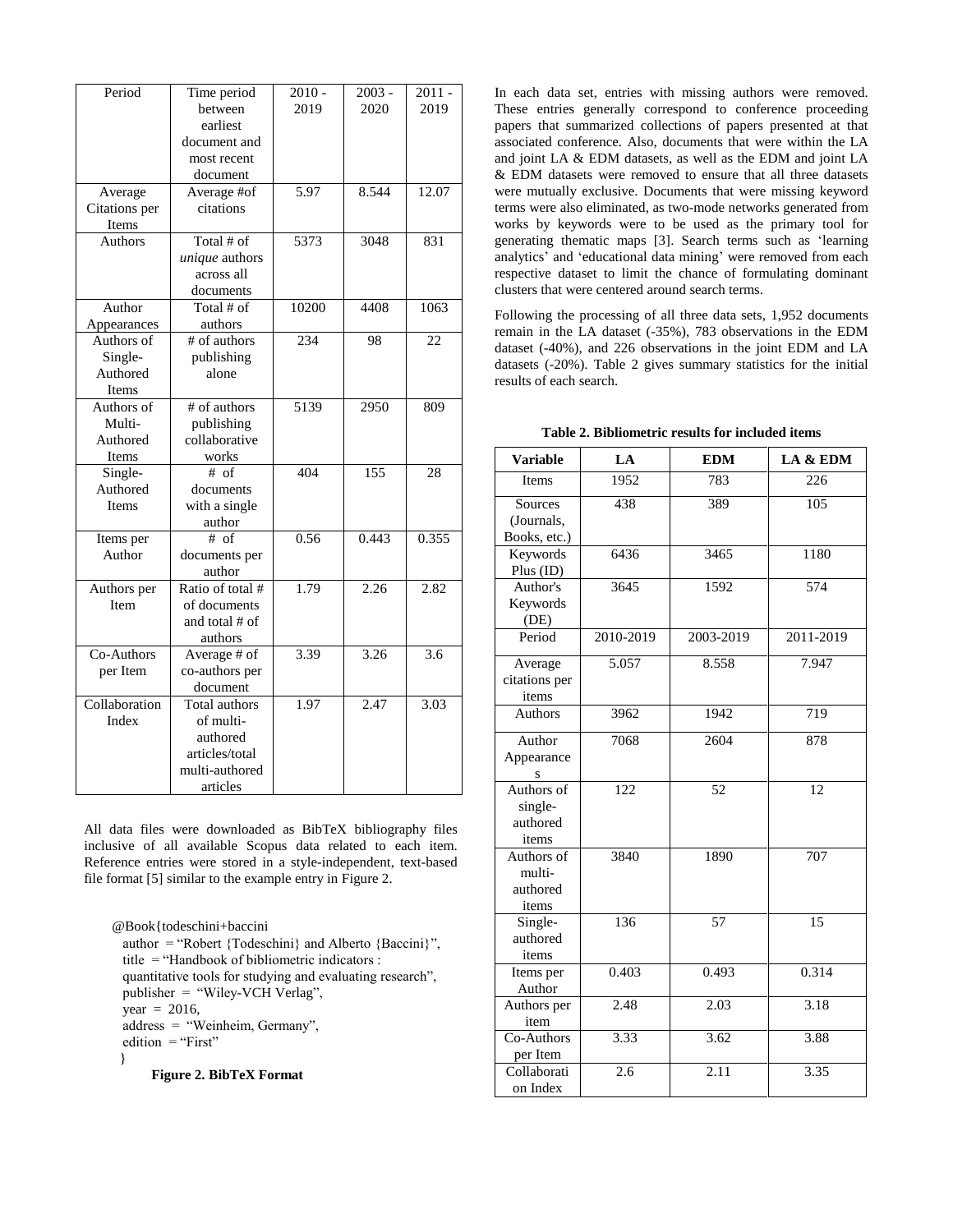| Period | Time period between earliest document and most recent document | 2010 - 2019 | 2003 - 2020 | 2011 - 2019 |
|---|---|---|---|---|
| Average Citations per Items | Average #of citations | 5.97 | 8.544 | 12.07 |
| Authors | Total # of *unique* authors across all documents | 5373 | 3048 | 831 |
| Author Appearances | Total # of authors | 10200 | 4408 | 1063 |
| Authors of Single-Authored Items | # of authors publishing alone | 234 | 98 | 22 |
| Authors of Multi-Authored Items | # of authors publishing collaborative works | 5139 | 2950 | 809 |
| Single-Authored Items | # of documents with a single author | 404 | 155 | 28 |
| Items per Author | # of documents per author | 0.56 | 0.443 | 0.355 |
| Authors per Item | Ratio of total # of documents and total # of authors | 1.79 | 2.26 | 2.82 |
| Co-Authors per Item | Average # of co-authors per document | 3.39 | 3.26 | 3.6 |
| Collaboration Index | Total authors of multi-authored articles/total multi-authored articles | 1.97 | 2.47 | 3.03 |

All data files were downloaded as BibTeX bibliography files inclusive of all available Scopus data related to each item. Reference entries were stored in a style-independent, text-based file format [5] similar to the example entry in Figure 2.

```
@Book{todeschini+baccini
  author = "Robert {Todeschini} and Alberto {Baccini}",
  title = "Handbook of bibliometric indicators :
  quantitative tools for studying and evaluating research",
  publisher = "Wiley-VCH Verlag",
  year = 2016,
  address = "Weinheim, Germany",
  edition = "First"
}
```

**Figure 2. BibTeX Format**

In each data set, entries with missing authors were removed. These entries generally correspond to conference proceeding papers that summarized collections of papers presented at that associated conference. Also, documents that were within the LA and joint LA & EDM datasets, as well as the EDM and joint LA & EDM datasets were removed to ensure that all three datasets were mutually exclusive. Documents that were missing keyword terms were also eliminated, as two-mode networks generated from works by keywords were to be used as the primary tool for generating thematic maps [3]. Search terms such as 'learning analytics' and 'educational data mining' were removed from each respective dataset to limit the chance of formulating dominant clusters that were centered around search terms.

Following the processing of all three data sets, 1,952 documents remain in the LA dataset (-35%), 783 observations in the EDM dataset (-40%), and 226 observations in the joint EDM and LA datasets (-20%). Table 2 gives summary statistics for the initial results of each search.

**Table 2. Bibliometric results for included items**

| Variable | LA | EDM | LA & EDM |
|---|---|---|---|
| Items | 1952 | 783 | 226 |
| Sources (Journals, Books, etc.) | 438 | 389 | 105 |
| Keywords Plus (ID) | 6436 | 3465 | 1180 |
| Author's Keywords (DE) | 3645 | 1592 | 574 |
| Period | 2010-2019 | 2003-2019 | 2011-2019 |
| Average citations per items | 5.057 | 8.558 | 7.947 |
| Authors | 3962 | 1942 | 719 |
| Author Appearances | 7068 | 2604 | 878 |
| Authors of single-authored items | 122 | 52 | 12 |
| Authors of multi-authored items | 3840 | 1890 | 707 |
| Single-authored items | 136 | 57 | 15 |
| Items per Author | 0.403 | 0.493 | 0.314 |
| Authors per item | 2.48 | 2.03 | 3.18 |
| Co-Authors per Item | 3.33 | 3.62 | 3.88 |
| Collaboration Index | 2.6 | 2.11 | 3.35 |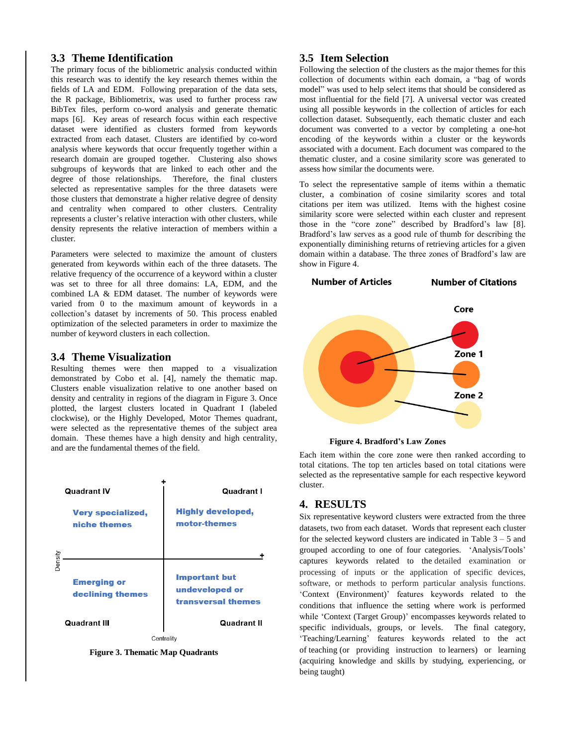### 3.3 Theme Identification

The primary focus of the bibliometric analysis conducted within this research was to identify the key research themes within the fields of LA and EDM. Following preparation of the data sets, the R package, Bibliometrix, was used to further process raw BibTex files, perform co-word analysis and generate thematic maps [6]. Key areas of research focus within each respective dataset were identified as clusters formed from keywords extracted from each dataset. Clusters are identified by co-word analysis where keywords that occur frequently together within a research domain are grouped together. Clustering also shows subgroups of keywords that are linked to each other and the degree of those relationships. Therefore, the final clusters selected as representative samples for the three datasets were those clusters that demonstrate a higher relative degree of density and centrality when compared to other clusters. Centrality represents a cluster's relative interaction with other clusters, while density represents the relative interaction of members within a cluster.

Parameters were selected to maximize the amount of clusters generated from keywords within each of the three datasets. The relative frequency of the occurrence of a keyword within a cluster was set to three for all three domains: LA, EDM, and the combined LA & EDM dataset. The number of keywords were varied from 0 to the maximum amount of keywords in a collection's dataset by increments of 50. This process enabled optimization of the selected parameters in order to maximize the number of keyword clusters in each collection.

### 3.4 Theme Visualization

Resulting themes were then mapped to a visualization demonstrated by Cobo et al. [4], namely the thematic map. Clusters enable visualization relative to one another based on density and centrality in regions of the diagram in Figure 3. Once plotted, the largest clusters located in Quadrant I (labeled clockwise), or the Highly Developed, Motor Themes quadrant, were selected as the representative themes of the subject area domain. These themes have a high density and high centrality, and are the fundamental themes of the field.

Quadrant IV — Very specialized, niche themes
Quadrant I — Highly developed, motor-themes
Quadrant III — Emerging or declining themes
Quadrant II — Important but undeveloped or transversal themes
Density; Centrality

**Figure 3. Thematic Map Quadrants**

### 3.5 Item Selection

Following the selection of the clusters as the major themes for this collection of documents within each domain, a "bag of words model" was used to help select items that should be considered as most influential for the field [7]. A universal vector was created using all possible keywords in the collection of articles for each collection dataset. Subsequently, each thematic cluster and each document was converted to a vector by completing a one-hot encoding of the keywords within a cluster or the keywords associated with a document. Each document was compared to the thematic cluster, and a cosine similarity score was generated to assess how similar the documents were.

To select the representative sample of items within a thematic cluster, a combination of cosine similarity scores and total citations per item was utilized. Items with the highest cosine similarity score were selected within each cluster and represent those in the "core zone" described by Bradford's law [8]. Bradford's law serves as a good rule of thumb for describing the exponentially diminishing returns of retrieving articles for a given domain within a database. The three zones of Bradford's law are show in Figure 4.

Number of Articles — Number of Citations
Core; Zone 1; Zone 2

**Figure 4. Bradford's Law Zones**

Each item within the core zone were then ranked according to total citations. The top ten articles based on total citations were selected as the representative sample for each respective keyword cluster.

## 4. RESULTS

Six representative keyword clusters were extracted from the three datasets, two from each dataset. Words that represent each cluster for the selected keyword clusters are indicated in Table 3 – 5 and grouped according to one of four categories. 'Analysis/Tools' captures keywords related to the detailed examination or processing of inputs or the application of specific devices, software, or methods to perform particular analysis functions. 'Context (Environment)' features keywords related to the conditions that influence the setting where work is performed while 'Context (Target Group)' encompasses keywords related to specific individuals, groups, or levels. The final category, 'Teaching/Learning' features keywords related to the act of teaching (or providing instruction to learners) or learning (acquiring knowledge and skills by studying, experiencing, or being taught)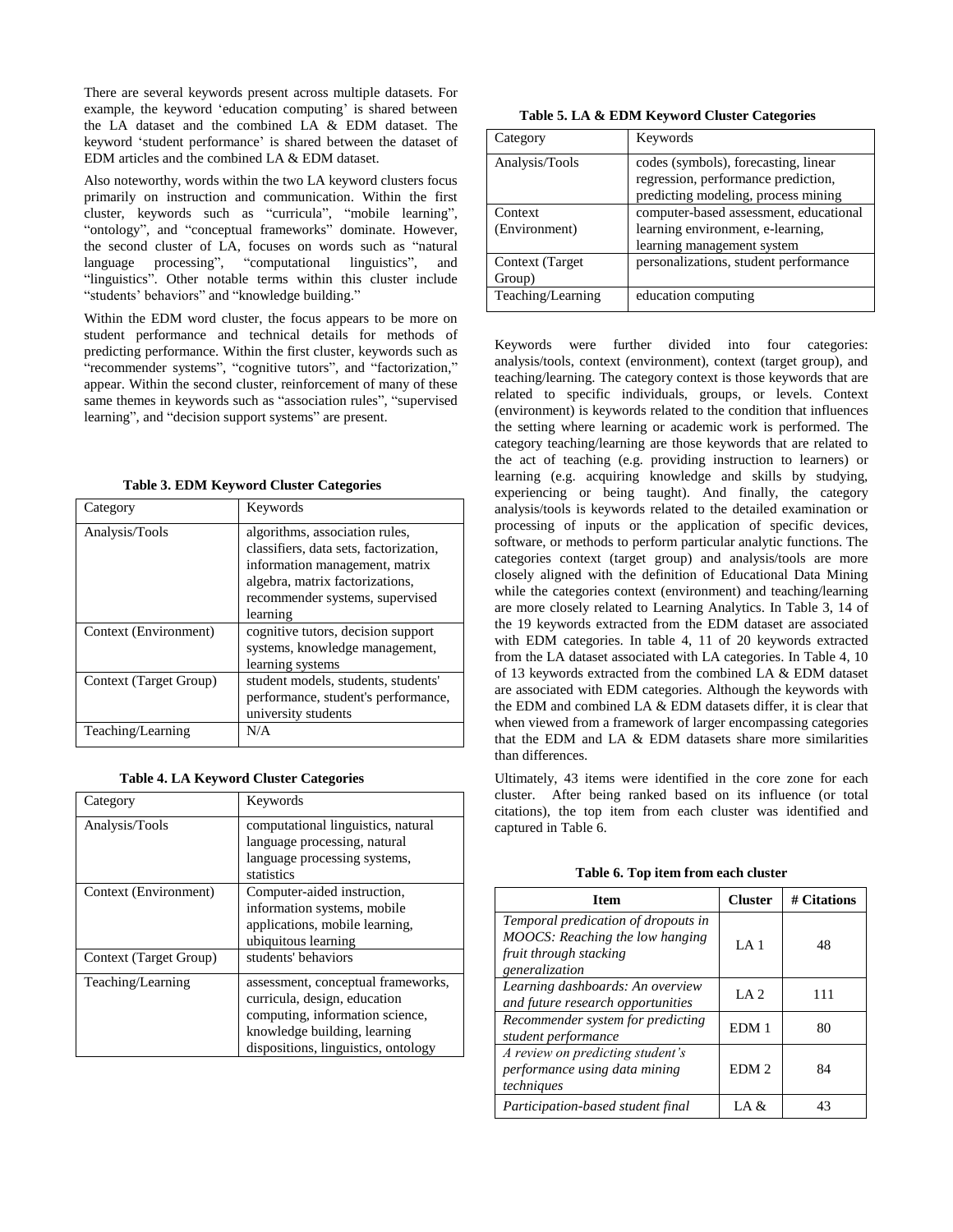There are several keywords present across multiple datasets. For example, the keyword 'education computing' is shared between the LA dataset and the combined LA & EDM dataset. The keyword 'student performance' is shared between the dataset of EDM articles and the combined LA & EDM dataset.

Also noteworthy, words within the two LA keyword clusters focus primarily on instruction and communication. Within the first cluster, keywords such as "curricula", "mobile learning", "ontology", and "conceptual frameworks" dominate. However, the second cluster of LA, focuses on words such as "natural language processing", "computational linguistics", and "linguistics". Other notable terms within this cluster include "students' behaviors" and "knowledge building."

Within the EDM word cluster, the focus appears to be more on student performance and technical details for methods of predicting performance. Within the first cluster, keywords such as "recommender systems", "cognitive tutors", and "factorization," appear. Within the second cluster, reinforcement of many of these same themes in keywords such as "association rules", "supervised learning", and "decision support systems" are present.

**Table 3. EDM Keyword Cluster Categories**

| Category | Keywords |
|---|---|
| Analysis/Tools | algorithms, association rules, classifiers, data sets, factorization, information management, matrix algebra, matrix factorizations, recommender systems, supervised learning |
| Context (Environment) | cognitive tutors, decision support systems, knowledge management, learning systems |
| Context (Target Group) | student models, students, students' performance, student's performance, university students |
| Teaching/Learning | N/A |

**Table 4. LA Keyword Cluster Categories**

| Category | Keywords |
|---|---|
| Analysis/Tools | computational linguistics, natural language processing, natural language processing systems, statistics |
| Context (Environment) | Computer-aided instruction, information systems, mobile applications, mobile learning, ubiquitous learning |
| Context (Target Group) | students' behaviors |
| Teaching/Learning | assessment, conceptual frameworks, curricula, design, education computing, information science, knowledge building, learning dispositions, linguistics, ontology |

**Table 5. LA & EDM Keyword Cluster Categories**

| Category | Keywords |
|---|---|
| Analysis/Tools | codes (symbols), forecasting, linear regression, performance prediction, predicting modeling, process mining |
| Context (Environment) | computer-based assessment, educational learning environment, e-learning, learning management system |
| Context (Target Group) | personalizations, student performance |
| Teaching/Learning | education computing |

Keywords were further divided into four categories: analysis/tools, context (environment), context (target group), and teaching/learning. The category context is those keywords that are related to specific individuals, groups, or levels. Context (environment) is keywords related to the condition that influences the setting where learning or academic work is performed. The category teaching/learning are those keywords that are related to the act of teaching (e.g. providing instruction to learners) or learning (e.g. acquiring knowledge and skills by studying, experiencing or being taught). And finally, the category analysis/tools is keywords related to the detailed examination or processing of inputs or the application of specific devices, software, or methods to perform particular analytic functions. The categories context (target group) and analysis/tools are more closely aligned with the definition of Educational Data Mining while the categories context (environment) and teaching/learning are more closely related to Learning Analytics. In Table 3, 14 of the 19 keywords extracted from the EDM dataset are associated with EDM categories. In table 4, 11 of 20 keywords extracted from the LA dataset associated with LA categories. In Table 4, 10 of 13 keywords extracted from the combined LA & EDM dataset are associated with EDM categories. Although the keywords with the EDM and combined LA & EDM datasets differ, it is clear that when viewed from a framework of larger encompassing categories that the EDM and LA & EDM datasets share more similarities than differences.

Ultimately, 43 items were identified in the core zone for each cluster. After being ranked based on its influence (or total citations), the top item from each cluster was identified and captured in Table 6.

**Table 6. Top item from each cluster**

| Item | Cluster | # Citations |
|---|---|---|
| *Temporal predication of dropouts in MOOCS: Reaching the low hanging fruit through stacking generalization* | LA 1 | 48 |
| *Learning dashboards: An overview and future research opportunities* | LA 2 | 111 |
| *Recommender system for predicting student performance* | EDM 1 | 80 |
| *A review on predicting student's performance using data mining techniques* | EDM 2 | 84 |
| *Participation-based student final* | LA & | 43 |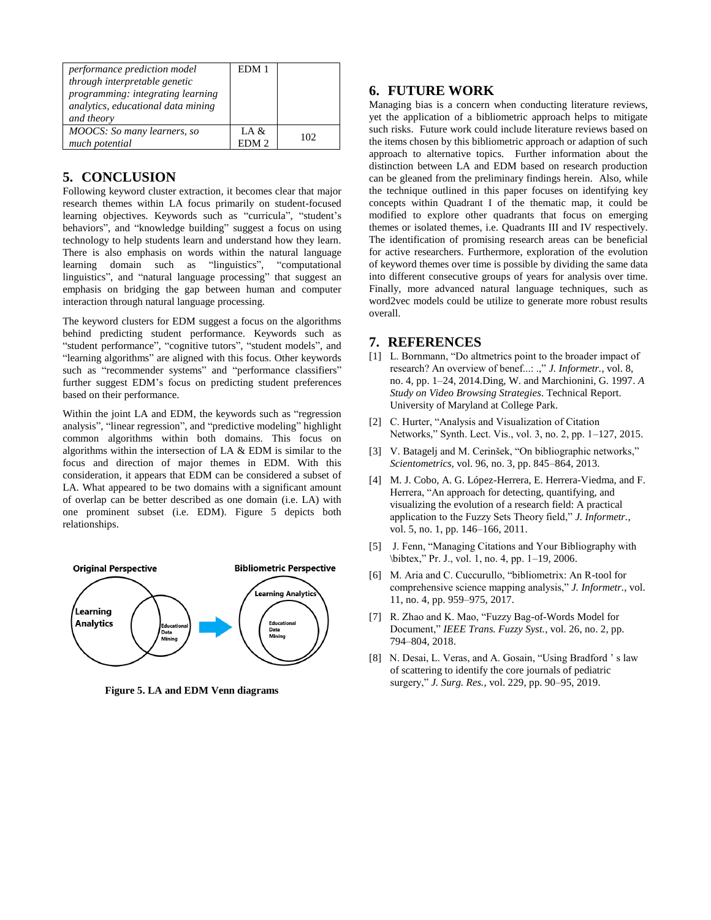| | | |
|---|---|---|
| *performance prediction model through interpretable genetic programming: integrating learning analytics, educational data mining and theory* | EDM 1 | |
| *MOOCS: So many learners, so much potential* | LA & EDM 2 | 102 |

## 5. CONCLUSION

Following keyword cluster extraction, it becomes clear that major research themes within LA focus primarily on student-focused learning objectives. Keywords such as "curricula", "student's behaviors", and "knowledge building" suggest a focus on using technology to help students learn and understand how they learn. There is also emphasis on words within the natural language learning domain such as "linguistics", "computational linguistics", and "natural language processing" that suggest an emphasis on bridging the gap between human and computer interaction through natural language processing.

The keyword clusters for EDM suggest a focus on the algorithms behind predicting student performance. Keywords such as "student performance", "cognitive tutors", "student models", and "learning algorithms" are aligned with this focus. Other keywords such as "recommender systems" and "performance classifiers" further suggest EDM's focus on predicting student preferences based on their performance.

Within the joint LA and EDM, the keywords such as "regression analysis", "linear regression", and "predictive modeling" highlight common algorithms within both domains. This focus on algorithms within the intersection of LA & EDM is similar to the focus and direction of major themes in EDM. With this consideration, it appears that EDM can be considered a subset of LA. What appeared to be two domains with a significant amount of overlap can be better described as one domain (i.e. LA) with one prominent subset (i.e. EDM). Figure 5 depicts both relationships.

Original Perspective

Learning Analytics

Educational Data Mining

Bibliometric Perspective

Learning Analytics

Educational Data Mining

**Figure 5. LA and EDM Venn diagrams**

## 6. FUTURE WORK

Managing bias is a concern when conducting literature reviews, yet the application of a bibliometric approach helps to mitigate such risks. Future work could include literature reviews based on the items chosen by this bibliometric approach or adaption of such approach to alternative topics. Further information about the distinction between LA and EDM based on research production can be gleaned from the preliminary findings herein. Also, while the technique outlined in this paper focuses on identifying key concepts within Quadrant I of the thematic map, it could be modified to explore other quadrants that focus on emerging themes or isolated themes, i.e. Quadrants III and IV respectively. The identification of promising research areas can be beneficial for active researchers. Furthermore, exploration of the evolution of keyword themes over time is possible by dividing the same data into different consecutive groups of years for analysis over time. Finally, more advanced natural language techniques, such as word2vec models could be utilize to generate more robust results overall.

## 7. REFERENCES

[1] L. Bornmann, "Do altmetrics point to the broader impact of research? An overview of benef...: .," *J. Informetr.*, vol. 8, no. 4, pp. 1–24, 2014.Ding, W. and Marchionini, G. 1997. *A Study on Video Browsing Strategies*. Technical Report. University of Maryland at College Park.

[2] C. Hurter, "Analysis and Visualization of Citation Networks," Synth. Lect. Vis., vol. 3, no. 2, pp. 1–127, 2015.

[3] V. Batagelj and M. Cerinšek, "On bibliographic networks," *Scientometrics*, vol. 96, no. 3, pp. 845–864, 2013.

[4] M. J. Cobo, A. G. López-Herrera, E. Herrera-Viedma, and F. Herrera, "An approach for detecting, quantifying, and visualizing the evolution of a research field: A practical application to the Fuzzy Sets Theory field," *J. Informetr.*, vol. 5, no. 1, pp. 146–166, 2011.

[5] J. Fenn, "Managing Citations and Your Bibliography with \bibtex," Pr. J., vol. 1, no. 4, pp. 1–19, 2006.

[6] M. Aria and C. Cuccurullo, "bibliometrix: An R-tool for comprehensive science mapping analysis," *J. Informetr.*, vol. 11, no. 4, pp. 959–975, 2017.

[7] R. Zhao and K. Mao, "Fuzzy Bag-of-Words Model for Document," *IEEE Trans. Fuzzy Syst.*, vol. 26, no. 2, pp. 794–804, 2018.

[8] N. Desai, L. Veras, and A. Gosain, "Using Bradford ' s law of scattering to identify the core journals of pediatric surgery," *J. Surg. Res.*, vol. 229, pp. 90–95, 2019.